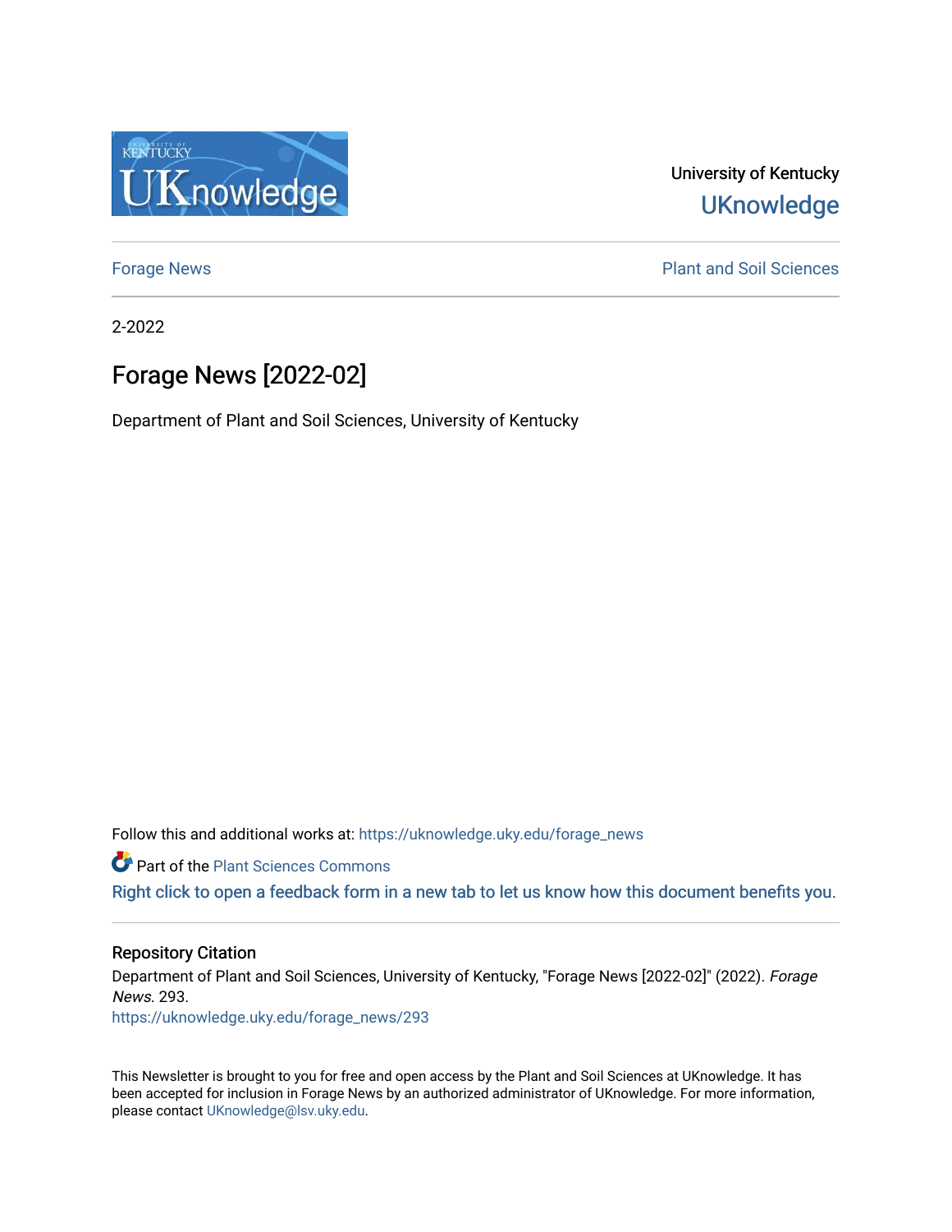University of Kentucky

UKnowledge

Forage News

Plant and Soil Sciences

2-2022

# Forage News [2022-02]

Department of Plant and Soil Sciences, University of Kentucky

Follow this and additional works at: https://uknowledge.uky.edu/forage_news

Part of the Plant Sciences Commons

Right click to open a feedback form in a new tab to let us know how this document benefits you.

## Repository Citation

Department of Plant and Soil Sciences, University of Kentucky, "Forage News [2022-02]" (2022). *Forage News*. 293.
https://uknowledge.uky.edu/forage_news/293

This Newsletter is brought to you for free and open access by the Plant and Soil Sciences at UKnowledge. It has been accepted for inclusion in Forage News by an authorized administrator of UKnowledge. For more information, please contact UKnowledge@lsv.uky.edu.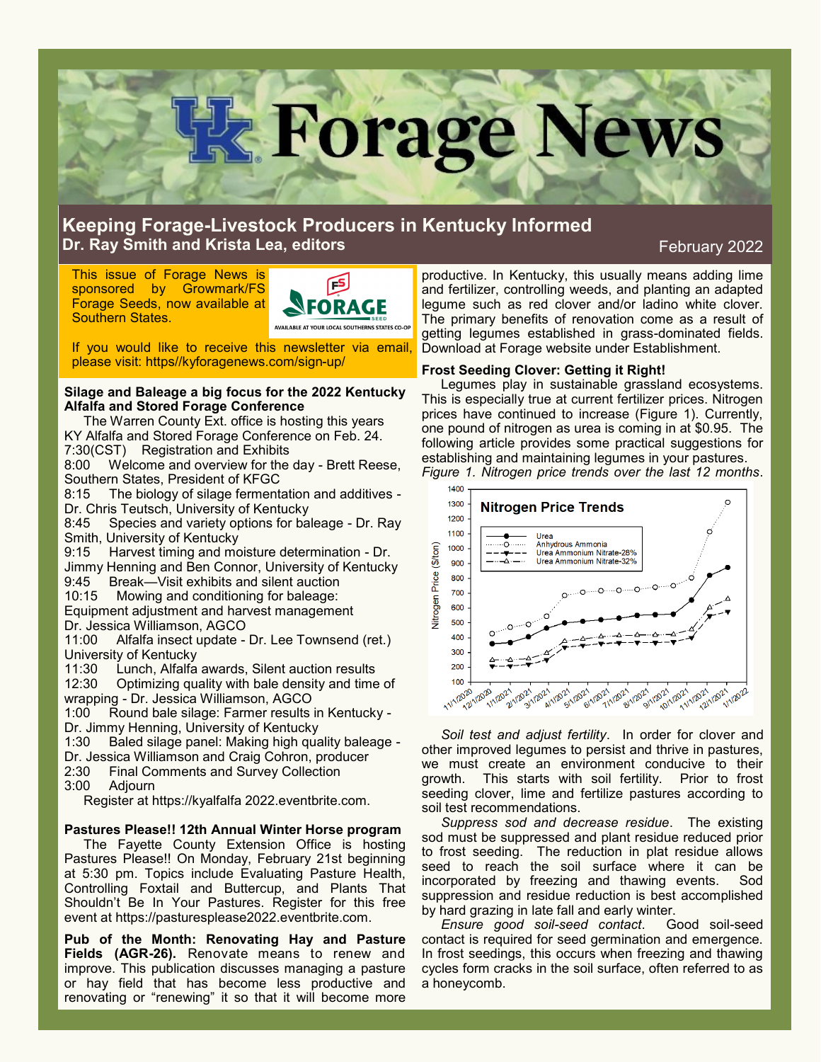# UK Forage News

## Keeping Forage-Livestock Producers in Kentucky Informed

**Dr. Ray Smith and Krista Lea, editors**

February 2022

This issue of Forage News is sponsored by Growmark/FS Forage Seeds, now available at Southern States.

If you would like to receive this newsletter via email, please visit: https//kyforagenews.com/sign-up/

### Silage and Baleage a big focus for the 2022 Kentucky Alfalfa and Stored Forage Conference

The Warren County Ext. office is hosting this years KY Alfalfa and Stored Forage Conference on Feb. 24.

7:30(CST) Registration and Exhibits
8:00 Welcome and overview for the day - Brett Reese, Southern States, President of KFGC
8:15 The biology of silage fermentation and additives - Dr. Chris Teutsch, University of Kentucky
8:45 Species and variety options for baleage - Dr. Ray Smith, University of Kentucky
9:15 Harvest timing and moisture determination - Dr. Jimmy Henning and Ben Connor, University of Kentucky
9:45 Break—Visit exhibits and silent auction
10:15 Mowing and conditioning for baleage: Equipment adjustment and harvest management Dr. Jessica Williamson, AGCO
11:00 Alfalfa insect update - Dr. Lee Townsend (ret.) University of Kentucky
11:30 Lunch, Alfalfa awards, Silent auction results
12:30 Optimizing quality with bale density and time of wrapping - Dr. Jessica Williamson, AGCO
1:00 Round bale silage: Farmer results in Kentucky - Dr. Jimmy Henning, University of Kentucky
1:30 Baled silage panel: Making high quality baleage - Dr. Jessica Williamson and Craig Cohron, producer
2:30 Final Comments and Survey Collection
3:00 Adjourn

Register at https://kyalfalfa 2022.eventbrite.com.

### Pastures Please!! 12th Annual Winter Horse program

The Fayette County Extension Office is hosting Pastures Please!! On Monday, February 21st beginning at 5:30 pm. Topics include Evaluating Pasture Health, Controlling Foxtail and Buttercup, and Plants That Shouldn't Be In Your Pastures. Register for this free event at https://pasturesplease2022.eventbrite.com.

**Pub of the Month: Renovating Hay and Pasture Fields (AGR-26).** Renovate means to renew and improve. This publication discusses managing a pasture or hay field that has become less productive and renovating or "renewing" it so that it will become more productive. In Kentucky, this usually means adding lime and fertilizer, controlling weeds, and planting an adapted legume such as red clover and/or ladino white clover. The primary benefits of renovation come as a result of getting legumes established in grass-dominated fields. Download at Forage website under Establishment.

### Frost Seeding Clover: Getting it Right!

Legumes play in sustainable grassland ecosystems. This is especially true at current fertilizer prices. Nitrogen prices have continued to increase (Figure 1). Currently, one pound of nitrogen as urea is coming in at $0.95. The following article provides some practical suggestions for establishing and maintaining legumes in your pastures.

*Figure 1. Nitrogen price trends over the last 12 months.*

*Soil test and adjust fertility*. In order for clover and other improved legumes to persist and thrive in pastures, we must create an environment conducive to their growth. This starts with soil fertility. Prior to frost seeding clover, lime and fertilize pastures according to soil test recommendations.

*Suppress sod and decrease residue*. The existing sod must be suppressed and plant residue reduced prior to frost seeding. The reduction in plat residue allows seed to reach the soil surface where it can be incorporated by freezing and thawing events. Sod suppression and residue reduction is best accomplished by hard grazing in late fall and early winter.

*Ensure good soil-seed contact*. Good soil-seed contact is required for seed germination and emergence. In frost seedings, this occurs when freezing and thawing cycles form cracks in the soil surface, often referred to as a honeycomb.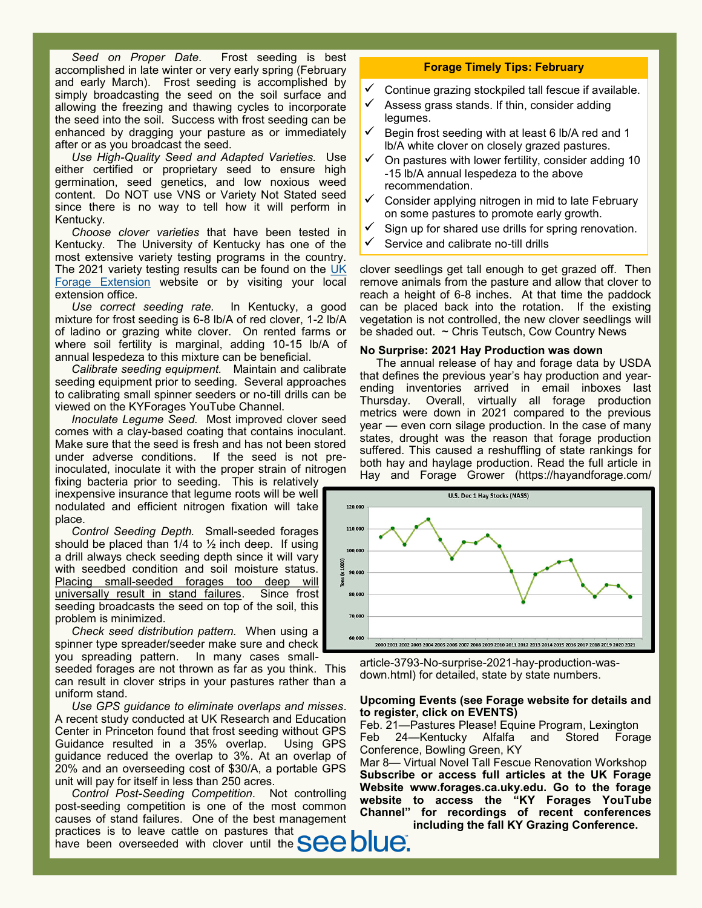*Seed on Proper Date*. Frost seeding is best accomplished in late winter or very early spring (February and early March). Frost seeding is accomplished by simply broadcasting the seed on the soil surface and allowing the freezing and thawing cycles to incorporate the seed into the soil. Success with frost seeding can be enhanced by dragging your pasture as or immediately after or as you broadcast the seed.

*Use High-Quality Seed and Adapted Varieties.* Use either certified or proprietary seed to ensure high germination, seed genetics, and low noxious weed content. Do NOT use VNS or Variety Not Stated seed since there is no way to tell how it will perform in Kentucky.

*Choose clover varieties* that have been tested in Kentucky. The University of Kentucky has one of the most extensive variety testing programs in the country. The 2021 variety testing results can be found on the UK Forage Extension website or by visiting your local extension office.

*Use correct seeding rate.* In Kentucky, a good mixture for frost seeding is 6-8 lb/A of red clover, 1-2 lb/A of ladino or grazing white clover. On rented farms or where soil fertility is marginal, adding 10-15 lb/A of annual lespedeza to this mixture can be beneficial.

*Calibrate seeding equipment.* Maintain and calibrate seeding equipment prior to seeding. Several approaches to calibrating small spinner seeders or no-till drills can be viewed on the KYForages YouTube Channel.

*Inoculate Legume Seed.* Most improved clover seed comes with a clay-based coating that contains inoculant. Make sure that the seed is fresh and has not been stored under adverse conditions. If the seed is not pre-inoculated, inoculate it with the proper strain of nitrogen fixing bacteria prior to seeding. This is relatively inexpensive insurance that legume roots will be well nodulated and efficient nitrogen fixation will take place.

*Control Seeding Depth.* Small-seeded forages should be placed than 1/4 to ½ inch deep. If using a drill always check seeding depth since it will vary with seedbed condition and soil moisture status. Placing small-seeded forages too deep will universally result in stand failures. Since frost seeding broadcasts the seed on top of the soil, this problem is minimized.

*Check seed distribution pattern.* When using a spinner type spreader/seeder make sure and check you spreading pattern. In many cases small-seeded forages are not thrown as far as you think. This can result in clover strips in your pastures rather than a uniform stand.

*Use GPS guidance to eliminate overlaps and misses*. A recent study conducted at UK Research and Education Center in Princeton found that frost seeding without GPS Guidance resulted in a 35% overlap. Using GPS guidance reduced the overlap to 3%. At an overlap of 20% and an overseeding cost of $30/A, a portable GPS unit will pay for itself in less than 250 acres.

*Control Post-Seeding Competition*. Not controlling post-seeding competition is one of the most common causes of stand failures. One of the best management practices is to leave cattle on pastures that have been overseeded with clover until the clover seedlings get tall enough to get grazed off. Then remove animals from the pasture and allow that clover to reach a height of 6-8 inches. At that time the paddock can be placed back into the rotation. If the existing vegetation is not controlled, the new clover seedlings will be shaded out. ~ Chris Teutsch, Cow Country News

**Forage Timely Tips: February**

- ✓ Continue grazing stockpiled tall fescue if available.
- ✓ Assess grass stands. If thin, consider adding legumes.
- ✓ Begin frost seeding with at least 6 lb/A red and 1 lb/A white clover on closely grazed pastures.
- ✓ On pastures with lower fertility, consider adding 10-15 lb/A annual lespedeza to the above recommendation.
- ✓ Consider applying nitrogen in mid to late February on some pastures to promote early growth.
- ✓ Sign up for shared use drills for spring renovation.
- ✓ Service and calibrate no-till drills

**No Surprise: 2021 Hay Production was down**

The annual release of hay and forage data by USDA that defines the previous year's hay production and year-ending inventories arrived in email inboxes last Thursday. Overall, virtually all forage production metrics were down in 2021 compared to the previous year — even corn silage production. In the case of many states, drought was the reason that forage production suffered. This caused a reshuffling of state rankings for both hay and haylage production. Read the full article in Hay and Forage Grower (https://hayandforage.com/article-3793-No-surprise-2021-hay-production-was-down.html) for detailed, state by state numbers.

U.S. Dec 1 Hay Stocks (NASS)

Tons (x 1000)

120,000
110,000
100,000
90,000
80,000
70,000
60,000

2000 2001 2002 2003 2004 2005 2006 2007 2008 2009 2010 2011 2012 2013 2014 2015 2016 2017 2018 2019 2020 2021

**Upcoming Events (see Forage website for details and to register, click on EVENTS)**

Feb. 21—Pastures Please! Equine Program, Lexington

Feb 24—Kentucky Alfalfa and Stored Forage Conference, Bowling Green, KY

Mar 8— Virtual Novel Tall Fescue Renovation Workshop

**Subscribe or access full articles at the UK Forage Website www.forages.ca.uky.edu. Go to the forage website to access the "KY Forages YouTube Channel" for recordings of recent conferences including the fall KY Grazing Conference.**

see blue.